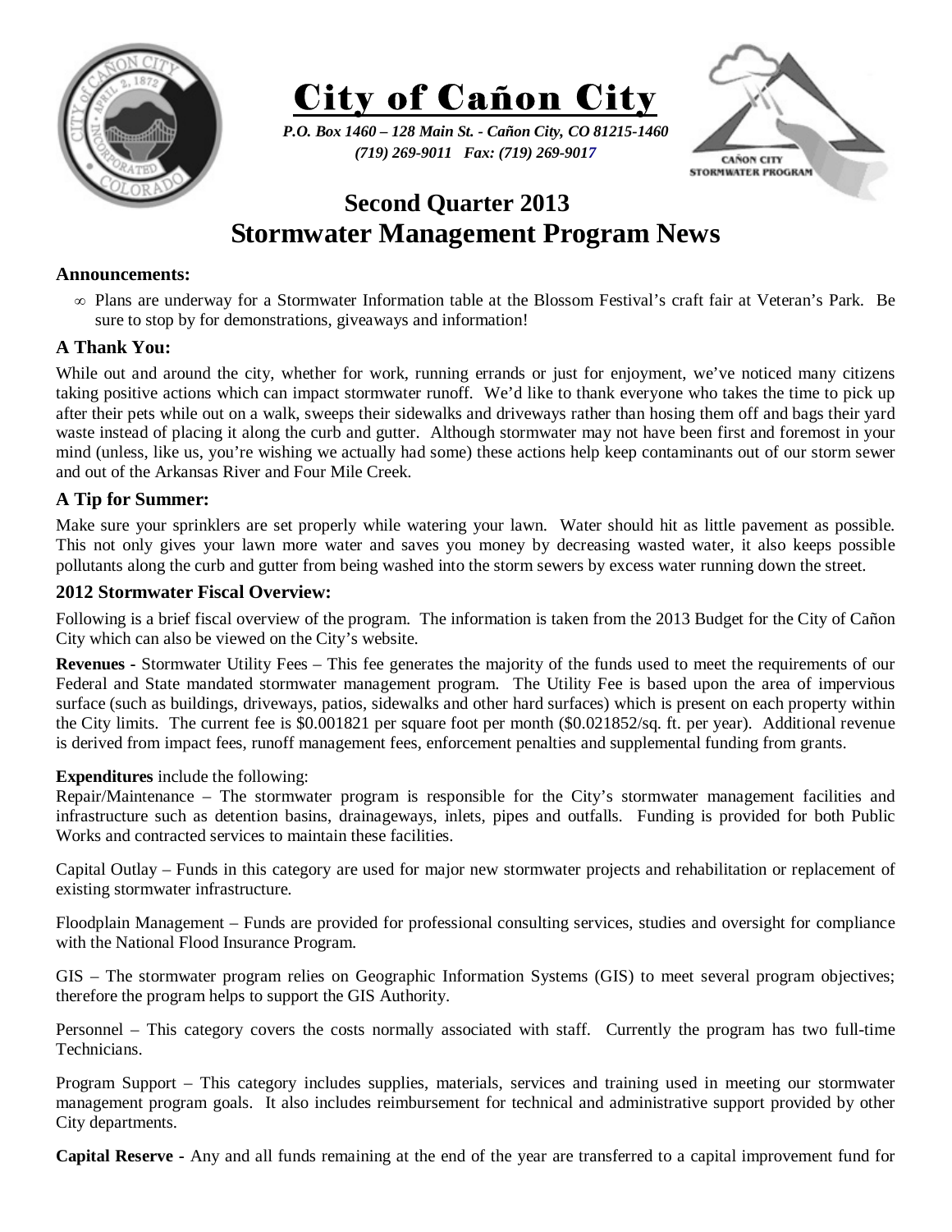# City of Cañon City

*P.O. Box 1460 – 128 Main St. - Cañon City, CO 81215-1460*
*(719) 269-9011 Fax: (719) 269-9017*

## Second Quarter 2013
## Stormwater Management Program News

### Announcements:

- Plans are underway for a Stormwater Information table at the Blossom Festival's craft fair at Veteran's Park. Be sure to stop by for demonstrations, giveaways and information!

### A Thank You:

While out and around the city, whether for work, running errands or just for enjoyment, we've noticed many citizens taking positive actions which can impact stormwater runoff. We'd like to thank everyone who takes the time to pick up after their pets while out on a walk, sweeps their sidewalks and driveways rather than hosing them off and bags their yard waste instead of placing it along the curb and gutter. Although stormwater may not have been first and foremost in your mind (unless, like us, you're wishing we actually had some) these actions help keep contaminants out of our storm sewer and out of the Arkansas River and Four Mile Creek.

### A Tip for Summer:

Make sure your sprinklers are set properly while watering your lawn. Water should hit as little pavement as possible. This not only gives your lawn more water and saves you money by decreasing wasted water, it also keeps possible pollutants along the curb and gutter from being washed into the storm sewers by excess water running down the street.

### 2012 Stormwater Fiscal Overview:

Following is a brief fiscal overview of the program. The information is taken from the 2013 Budget for the City of Cañon City which can also be viewed on the City's website.

**Revenues -** Stormwater Utility Fees – This fee generates the majority of the funds used to meet the requirements of our Federal and State mandated stormwater management program. The Utility Fee is based upon the area of impervious surface (such as buildings, driveways, patios, sidewalks and other hard surfaces) which is present on each property within the City limits. The current fee is $0.001821 per square foot per month ($0.021852/sq. ft. per year). Additional revenue is derived from impact fees, runoff management fees, enforcement penalties and supplemental funding from grants.

**Expenditures** include the following:
Repair/Maintenance – The stormwater program is responsible for the City's stormwater management facilities and infrastructure such as detention basins, drainageways, inlets, pipes and outfalls. Funding is provided for both Public Works and contracted services to maintain these facilities.

Capital Outlay – Funds in this category are used for major new stormwater projects and rehabilitation or replacement of existing stormwater infrastructure.

Floodplain Management – Funds are provided for professional consulting services, studies and oversight for compliance with the National Flood Insurance Program.

GIS – The stormwater program relies on Geographic Information Systems (GIS) to meet several program objectives; therefore the program helps to support the GIS Authority.

Personnel – This category covers the costs normally associated with staff. Currently the program has two full-time Technicians.

Program Support – This category includes supplies, materials, services and training used in meeting our stormwater management program goals. It also includes reimbursement for technical and administrative support provided by other City departments.

**Capital Reserve -** Any and all funds remaining at the end of the year are transferred to a capital improvement fund for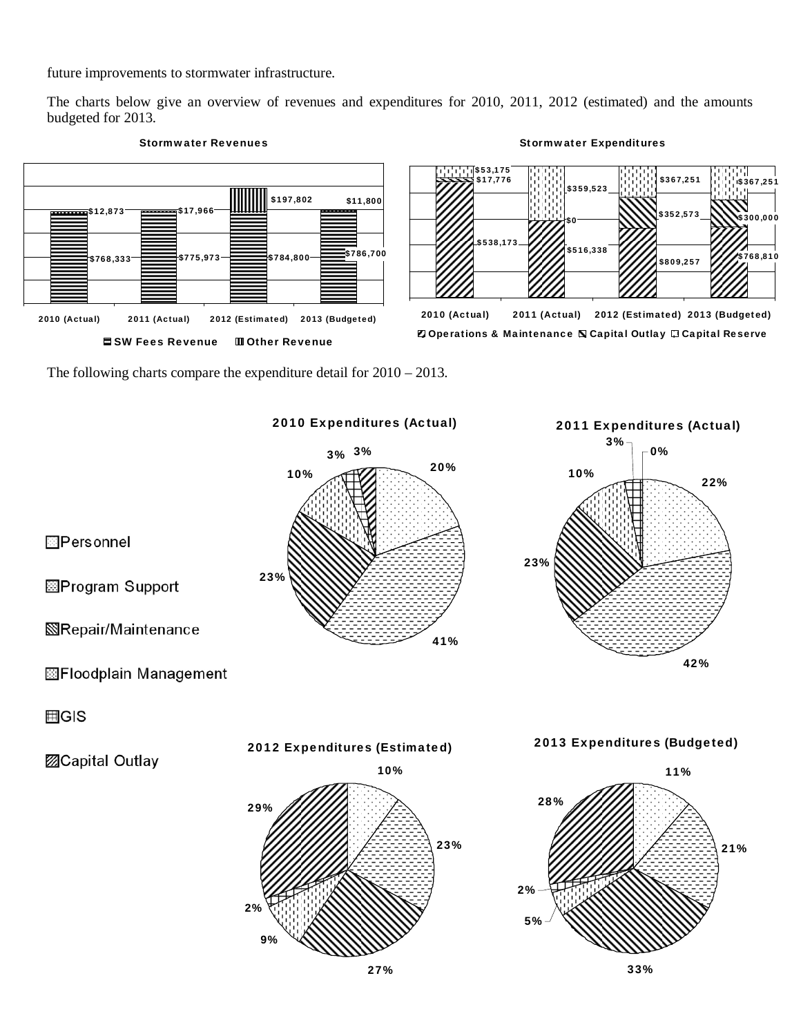future improvements to stormwater infrastructure.

The charts below give an overview of revenues and expenditures for 2010, 2011, 2012 (estimated) and the amounts budgeted for 2013.

**Stormwater Revenues**

$12,873
$768,333
$17,966
$775,973
$197,802
$784,800
$11,800
$786,700

2010 (Actual) 2011 (Actual) 2012 (Estimated) 2013 (Budgeted)

SW Fees Revenue Other Revenue

**Stormwater Expenditures**

$53,175
$17,776
$538,173
$359,523
$0
$516,338
$367,251
$352,573
$809,257
$367,251
$300,000
$768,810

2010 (Actual) 2011 (Actual) 2012 (Estimated) 2013 (Budgeted)

Operations & Maintenance Capital Outlay Capital Reserve

The following charts compare the expenditure detail for 2010 – 2013.

Personnel

Program Support

Repair/Maintenance

Floodplain Management

GIS

Capital Outlay

**2010 Expenditures (Actual)**

20%
41%
23%
10%
3%
3%

**2011 Expenditures (Actual)**

22%
42%
23%
10%
3%
0%

**2012 Expenditures (Estimated)**

10%
23%
27%
9%
2%
29%

**2013 Expenditures (Budgeted)**

11%
21%
33%
5%
2%
28%